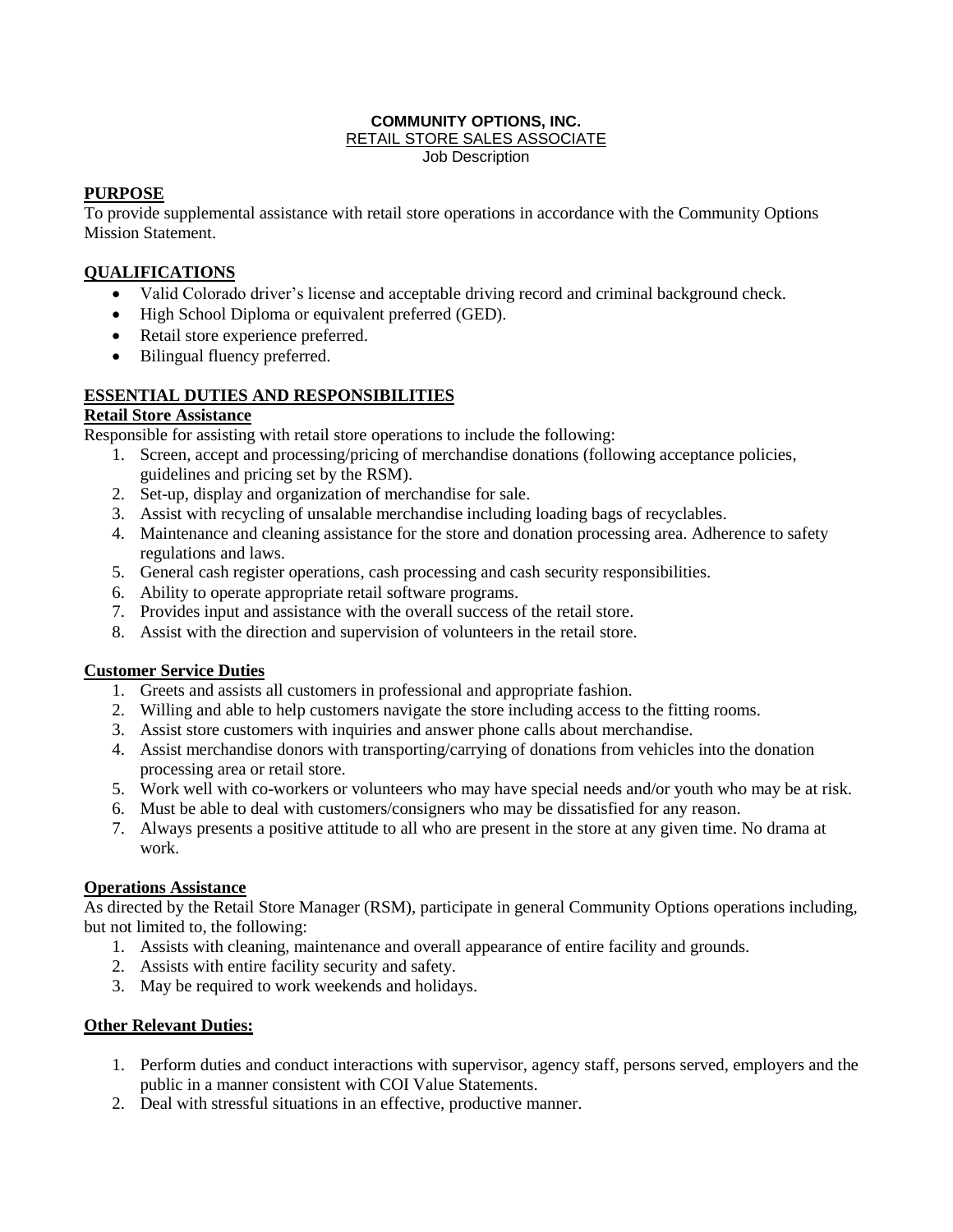**COMMUNITY OPTIONS, INC.**

RETAIL STORE SALES ASSOCIATE

Job Description

## PURPOSE

To provide supplemental assistance with retail store operations in accordance with the Community Options Mission Statement.

## QUALIFICATIONS

- Valid Colorado driver's license and acceptable driving record and criminal background check.
- High School Diploma or equivalent preferred (GED).
- Retail store experience preferred.
- Bilingual fluency preferred.

## ESSENTIAL DUTIES AND RESPONSIBILITIES

### Retail Store Assistance

Responsible for assisting with retail store operations to include the following:

1. Screen, accept and processing/pricing of merchandise donations (following acceptance policies, guidelines and pricing set by the RSM).
2. Set-up, display and organization of merchandise for sale.
3. Assist with recycling of unsalable merchandise including loading bags of recyclables.
4. Maintenance and cleaning assistance for the store and donation processing area. Adherence to safety regulations and laws.
5. General cash register operations, cash processing and cash security responsibilities.
6. Ability to operate appropriate retail software programs.
7. Provides input and assistance with the overall success of the retail store.
8. Assist with the direction and supervision of volunteers in the retail store.

### Customer Service Duties

1. Greets and assists all customers in professional and appropriate fashion.
2. Willing and able to help customers navigate the store including access to the fitting rooms.
3. Assist store customers with inquiries and answer phone calls about merchandise.
4. Assist merchandise donors with transporting/carrying of donations from vehicles into the donation processing area or retail store.
5. Work well with co-workers or volunteers who may have special needs and/or youth who may be at risk.
6. Must be able to deal with customers/consigners who may be dissatisfied for any reason.
7. Always presents a positive attitude to all who are present in the store at any given time. No drama at work.

### Operations Assistance

As directed by the Retail Store Manager (RSM), participate in general Community Options operations including, but not limited to, the following:

1. Assists with cleaning, maintenance and overall appearance of entire facility and grounds.
2. Assists with entire facility security and safety.
3. May be required to work weekends and holidays.

### Other Relevant Duties:

1. Perform duties and conduct interactions with supervisor, agency staff, persons served, employers and the public in a manner consistent with COI Value Statements.
2. Deal with stressful situations in an effective, productive manner.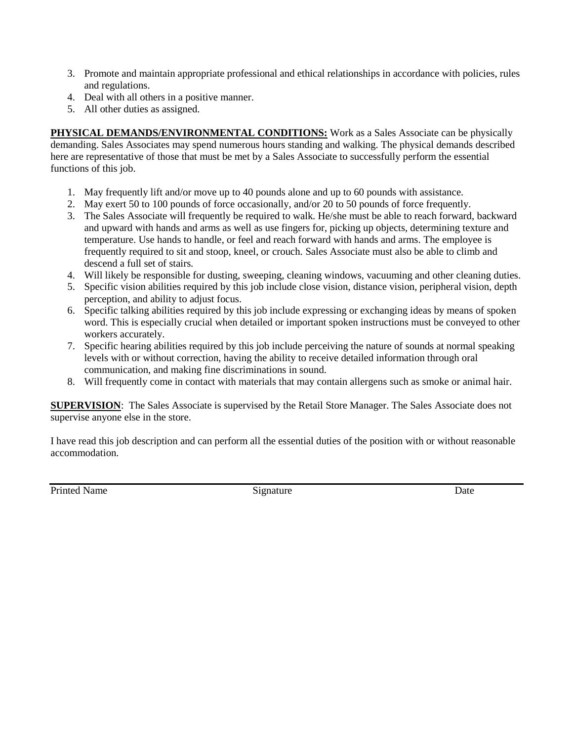3. Promote and maintain appropriate professional and ethical relationships in accordance with policies, rules and regulations.
4. Deal with all others in a positive manner.
5. All other duties as assigned.

**PHYSICAL DEMANDS/ENVIRONMENTAL CONDITIONS:** Work as a Sales Associate can be physically demanding. Sales Associates may spend numerous hours standing and walking. The physical demands described here are representative of those that must be met by a Sales Associate to successfully perform the essential functions of this job.

1. May frequently lift and/or move up to 40 pounds alone and up to 60 pounds with assistance.
2. May exert 50 to 100 pounds of force occasionally, and/or 20 to 50 pounds of force frequently.
3. The Sales Associate will frequently be required to walk. He/she must be able to reach forward, backward and upward with hands and arms as well as use fingers for, picking up objects, determining texture and temperature. Use hands to handle, or feel and reach forward with hands and arms. The employee is frequently required to sit and stoop, kneel, or crouch. Sales Associate must also be able to climb and descend a full set of stairs.
4. Will likely be responsible for dusting, sweeping, cleaning windows, vacuuming and other cleaning duties.
5. Specific vision abilities required by this job include close vision, distance vision, peripheral vision, depth perception, and ability to adjust focus.
6. Specific talking abilities required by this job include expressing or exchanging ideas by means of spoken word. This is especially crucial when detailed or important spoken instructions must be conveyed to other workers accurately.
7. Specific hearing abilities required by this job include perceiving the nature of sounds at normal speaking levels with or without correction, having the ability to receive detailed information through oral communication, and making fine discriminations in sound.
8. Will frequently come in contact with materials that may contain allergens such as smoke or animal hair.

**SUPERVISION**: The Sales Associate is supervised by the Retail Store Manager. The Sales Associate does not supervise anyone else in the store.

I have read this job description and can perform all the essential duties of the position with or without reasonable accommodation.

______________________________________________________________________________

Printed Name                                        Signature                                        Date